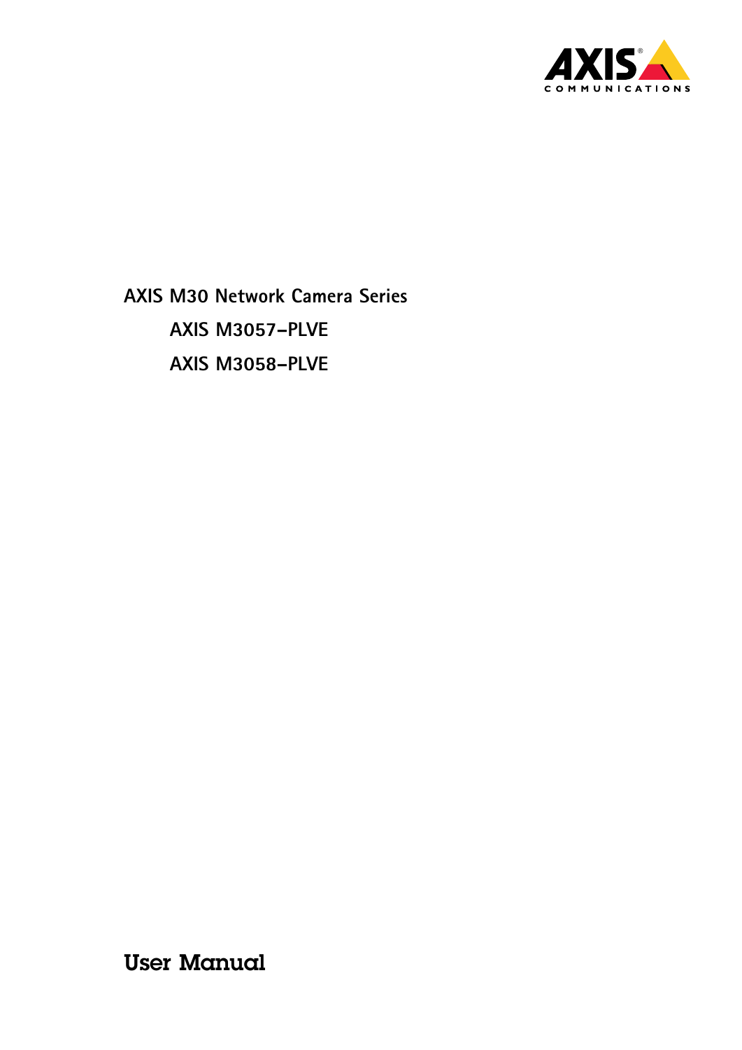# AXIS M30 Network Camera Series

## AXIS M3057–PLVE

## AXIS M3058–PLVE

User Manual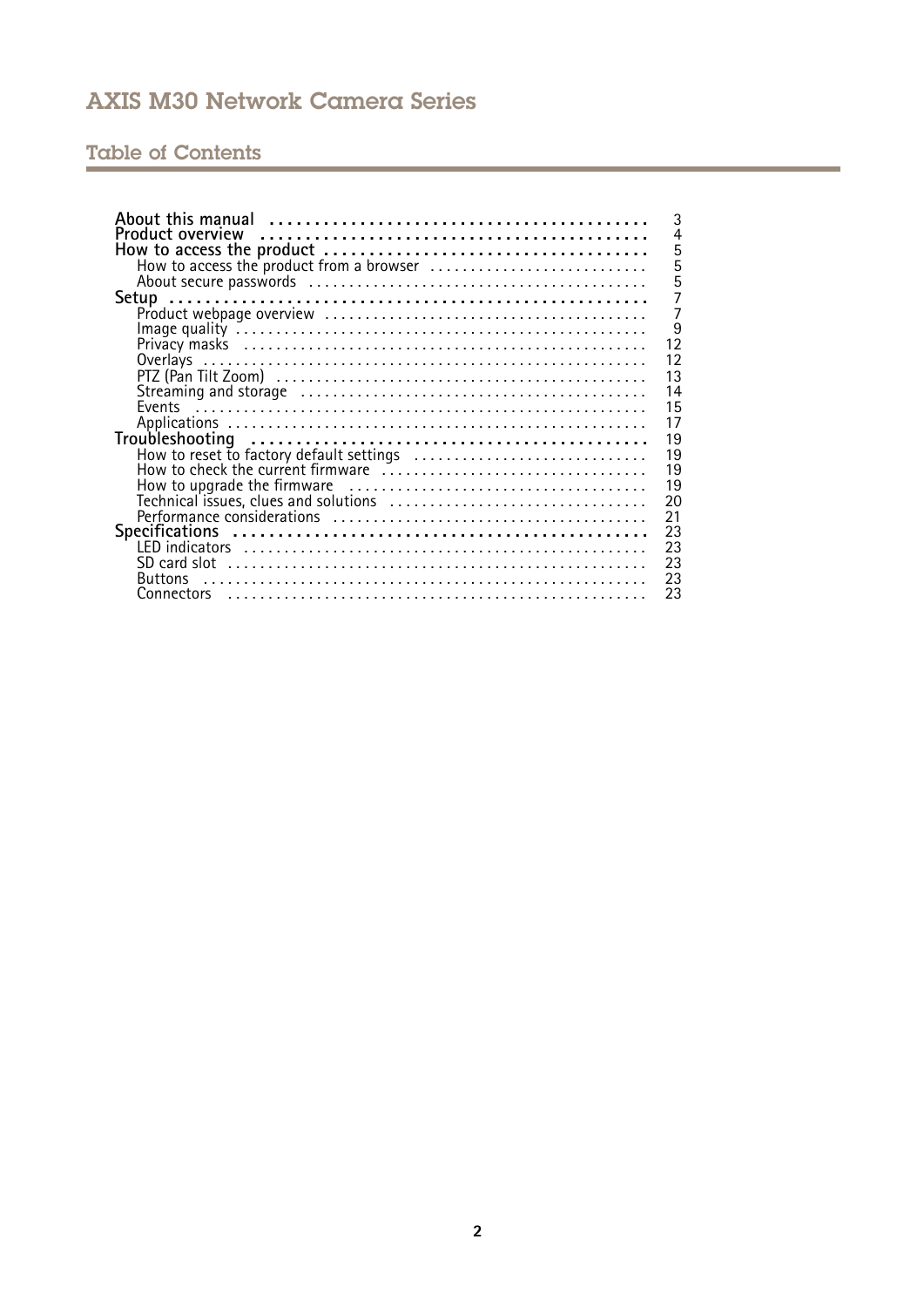# Table of Contents

- **About this manual** ... 3
- **Product overview** ... 4
- **How to access the product** ... 5
  - How to access the product from a browser ... 5
  - About secure passwords ... 5
- **Setup** ... 7
  - Product webpage overview ... 7
  - Image quality ... 9
  - Privacy masks ... 12
  - Overlays ... 12
  - PTZ (Pan Tilt Zoom) ... 13
  - Streaming and storage ... 14
  - Events ... 15
  - Applications ... 17
- **Troubleshooting** ... 19
  - How to reset to factory default settings ... 19
  - How to check the current firmware ... 19
  - How to upgrade the firmware ... 19
  - Technical issues, clues and solutions ... 20
  - Performance considerations ... 21
- **Specifications** ... 23
  - LED indicators ... 23
  - SD card slot ... 23
  - Buttons ... 23
  - Connectors ... 23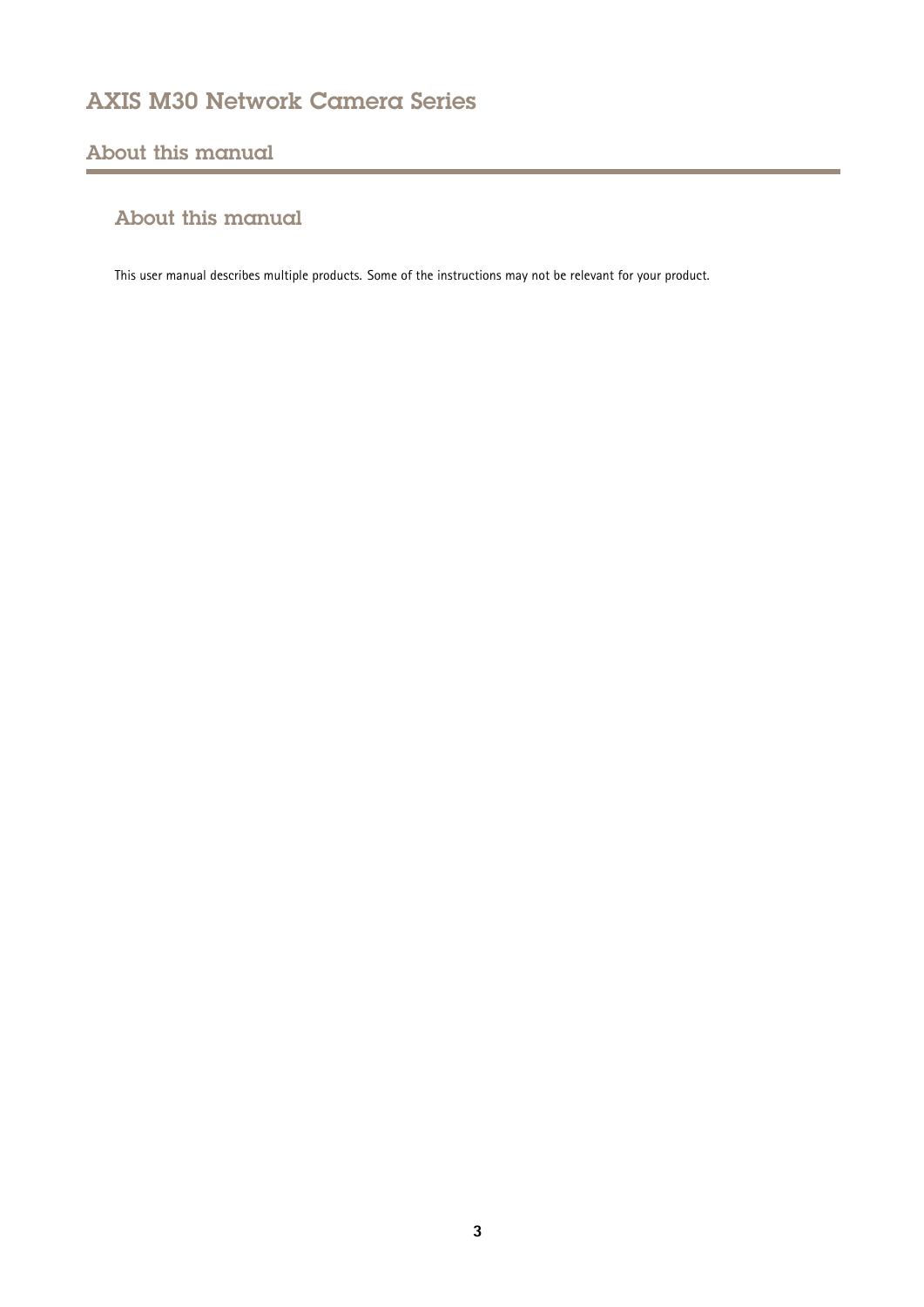## About this manual

### About this manual

This user manual describes multiple products. Some of the instructions may not be relevant for your product.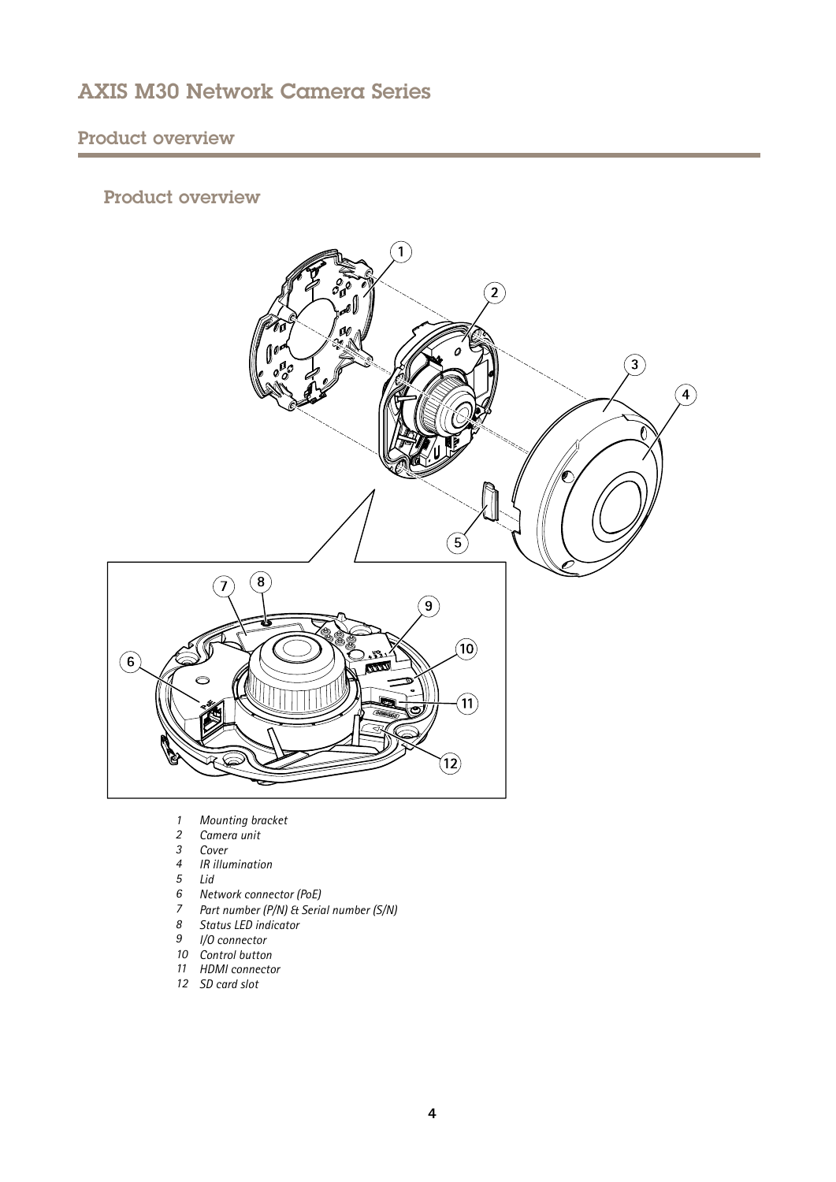# Product overview

## Product overview

1. *Mounting bracket*
2. *Camera unit*
3. *Cover*
4. *IR illumination*
5. *Lid*
6. *Network connector (PoE)*
7. *Part number (P/N) & Serial number (S/N)*
8. *Status LED indicator*
9. *I/O connector*
10. *Control button*
11. *HDMI connector*
12. *SD card slot*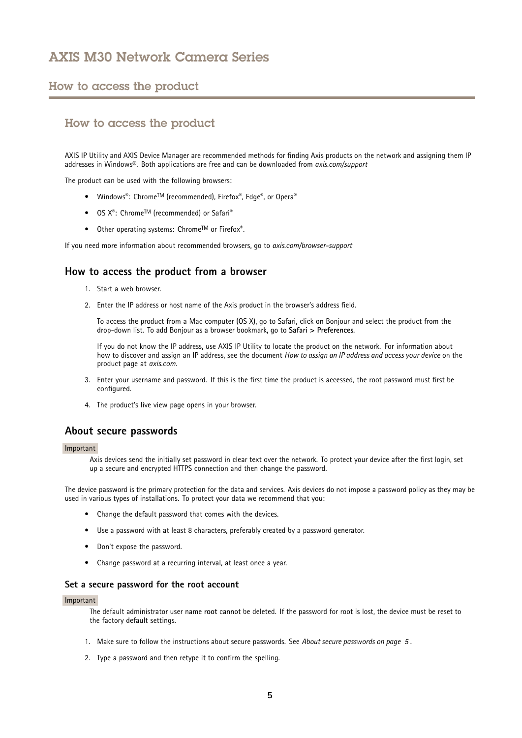# How to access the product

AXIS IP Utility and AXIS Device Manager are recommended methods for finding Axis products on the network and assigning them IP addresses in Windows®. Both applications are free and can be downloaded from *axis.com/support*

The product can be used with the following browsers:

- Windows®: Chrome™ (recommended), Firefox®, Edge®, or Opera®
- OS X®: Chrome™ (recommended) or Safari®
- Other operating systems: Chrome™ or Firefox®.

If you need more information about recommended browsers, go to *axis.com/browser-support*

## How to access the product from a browser

1. Start a web browser.
2. Enter the IP address or host name of the Axis product in the browser's address field.

   To access the product from a Mac computer (OS X), go to Safari, click on Bonjour and select the product from the drop-down list. To add Bonjour as a browser bookmark, go to **Safari > Preferences**.

   If you do not know the IP address, use AXIS IP Utility to locate the product on the network. For information about how to discover and assign an IP address, see the document *How to assign an IP address and access your device* on the product page at *axis.com*.
3. Enter your username and password. If this is the first time the product is accessed, the root password must first be configured.
4. The product's live view page opens in your browser.

## About secure passwords

Important

Axis devices send the initially set password in clear text over the network. To protect your device after the first login, set up a secure and encrypted HTTPS connection and then change the password.

The device password is the primary protection for the data and services. Axis devices do not impose a password policy as they may be used in various types of installations. To protect your data we recommend that you:

- Change the default password that comes with the devices.
- Use a password with at least 8 characters, preferably created by a password generator.
- Don't expose the password.
- Change password at a recurring interval, at least once a year.

### Set a secure password for the root account

Important

The default administrator user name **root** cannot be deleted. If the password for root is lost, the device must be reset to the factory default settings.

1. Make sure to follow the instructions about secure passwords. See *About secure passwords on page 5*.
2. Type a password and then retype it to confirm the spelling.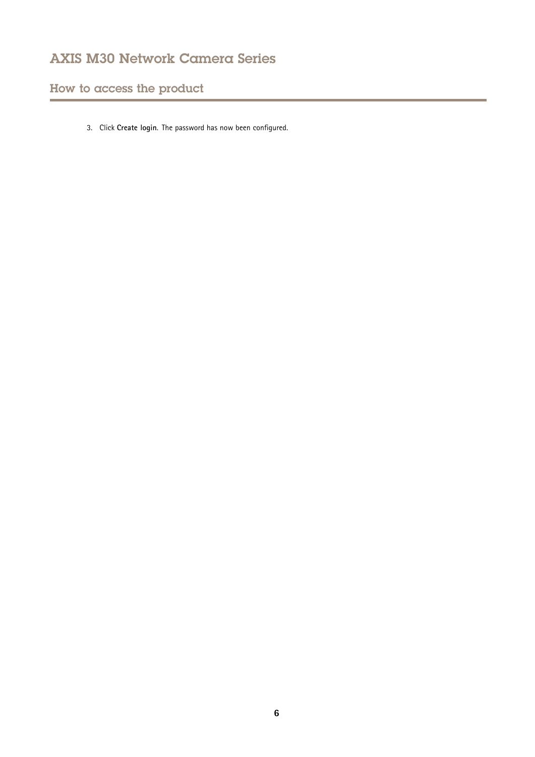3. Click **Create login**. The password has now been configured.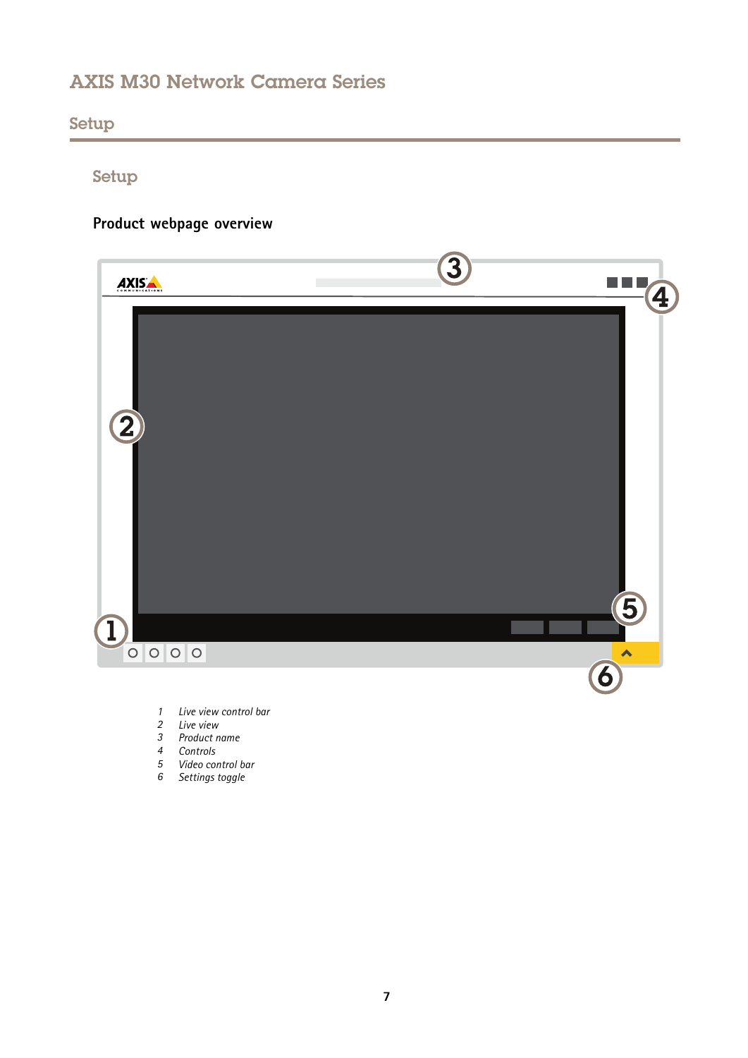## Setup

### Product webpage overview

1. Live view control bar
2. Live view
3. Product name
4. Controls
5. Video control bar
6. Settings toggle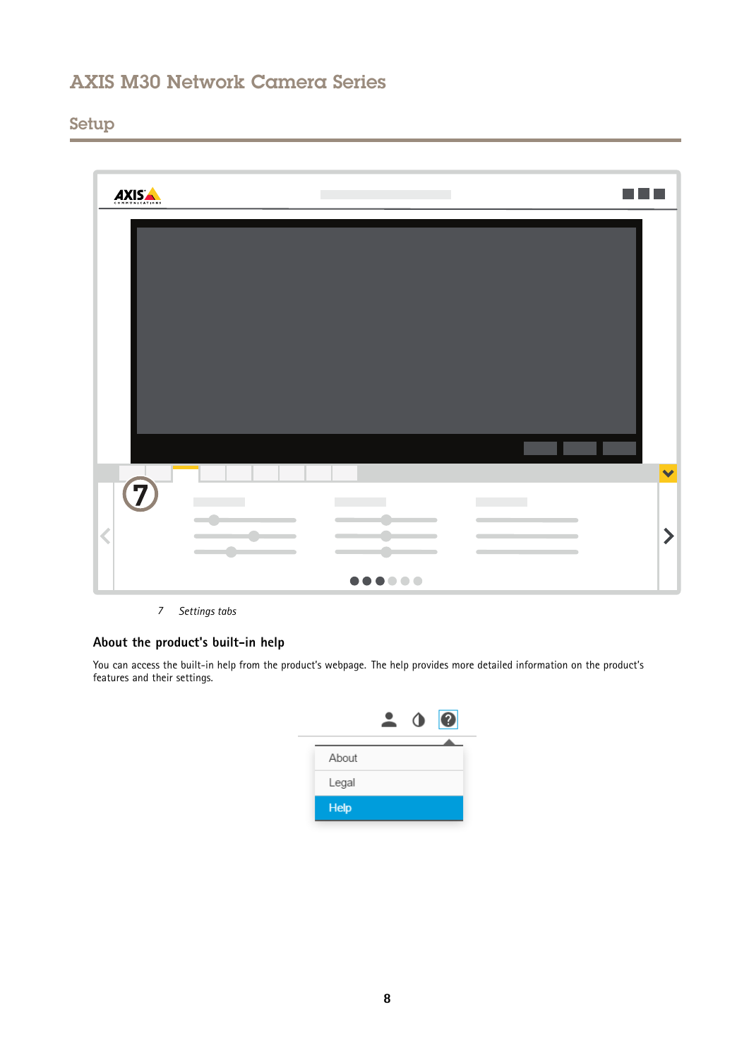7   *Settings tabs*

## About the product's built-in help

You can access the built-in help from the product's webpage. The help provides more detailed information on the product's features and their settings.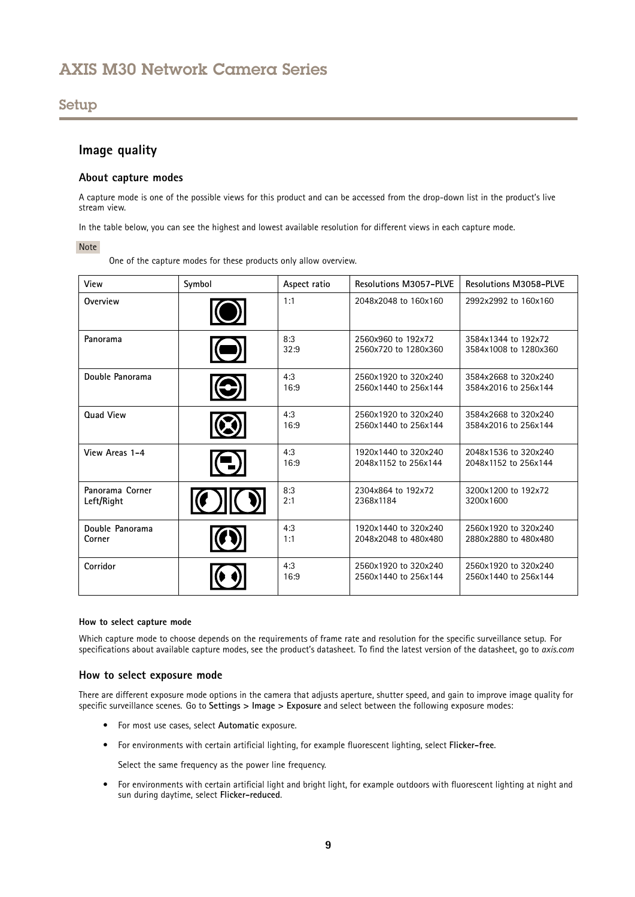## Image quality

### About capture modes

A capture mode is one of the possible views for this product and can be accessed from the drop-down list in the product's live stream view.

In the table below, you can see the highest and lowest available resolution for different views in each capture mode.

Note

One of the capture modes for these products only allow overview.

| View | Symbol | Aspect ratio | Resolutions M3057-PLVE | Resolutions M3058-PLVE |
|---|---|---|---|---|
| **Overview** | | 1:1 | 2048x2048 to 160x160 | 2992x2992 to 160x160 |
| **Panorama** | | 8:3<br>32:9 | 2560x960 to 192x72<br>2560x720 to 1280x360 | 3584x1344 to 192x72<br>3584x1008 to 1280x360 |
| **Double Panorama** | | 4:3<br>16:9 | 2560x1920 to 320x240<br>2560x1440 to 256x144 | 3584x2668 to 320x240<br>3584x2016 to 256x144 |
| **Quad View** | | 4:3<br>16:9 | 2560x1920 to 320x240<br>2560x1440 to 256x144 | 3584x2668 to 320x240<br>3584x2016 to 256x144 |
| **View Areas 1–4** | | 4:3<br>16:9 | 1920x1440 to 320x240<br>2048x1152 to 256x144 | 2048x1536 to 320x240<br>2048x1152 to 256x144 |
| **Panorama Corner Left/Right** | | 8:3<br>2:1 | 2304x864 to 192x72<br>2368x1184 | 3200x1200 to 192x72<br>3200x1600 |
| **Double Panorama Corner** | | 4:3<br>1:1 | 1920x1440 to 320x240<br>2048x2048 to 480x480 | 2560x1920 to 320x240<br>2880x2880 to 480x480 |
| **Corridor** | | 4:3<br>16:9 | 2560x1920 to 320x240<br>2560x1440 to 256x144 | 2560x1920 to 320x240<br>2560x1440 to 256x144 |

#### How to select capture mode

Which capture mode to choose depends on the requirements of frame rate and resolution for the specific surveillance setup. For specifications about available capture modes, see the product's datasheet. To find the latest version of the datasheet, go to *axis.com*

### How to select exposure mode

There are different exposure mode options in the camera that adjusts aperture, shutter speed, and gain to improve image quality for specific surveillance scenes. Go to **Settings > Image > Exposure** and select between the following exposure modes:

- For most use cases, select **Automatic** exposure.
- For environments with certain artificial lighting, for example fluorescent lighting, select **Flicker-free**.

  Select the same frequency as the power line frequency.
- For environments with certain artificial light and bright light, for example outdoors with fluorescent lighting at night and sun during daytime, select **Flicker-reduced**.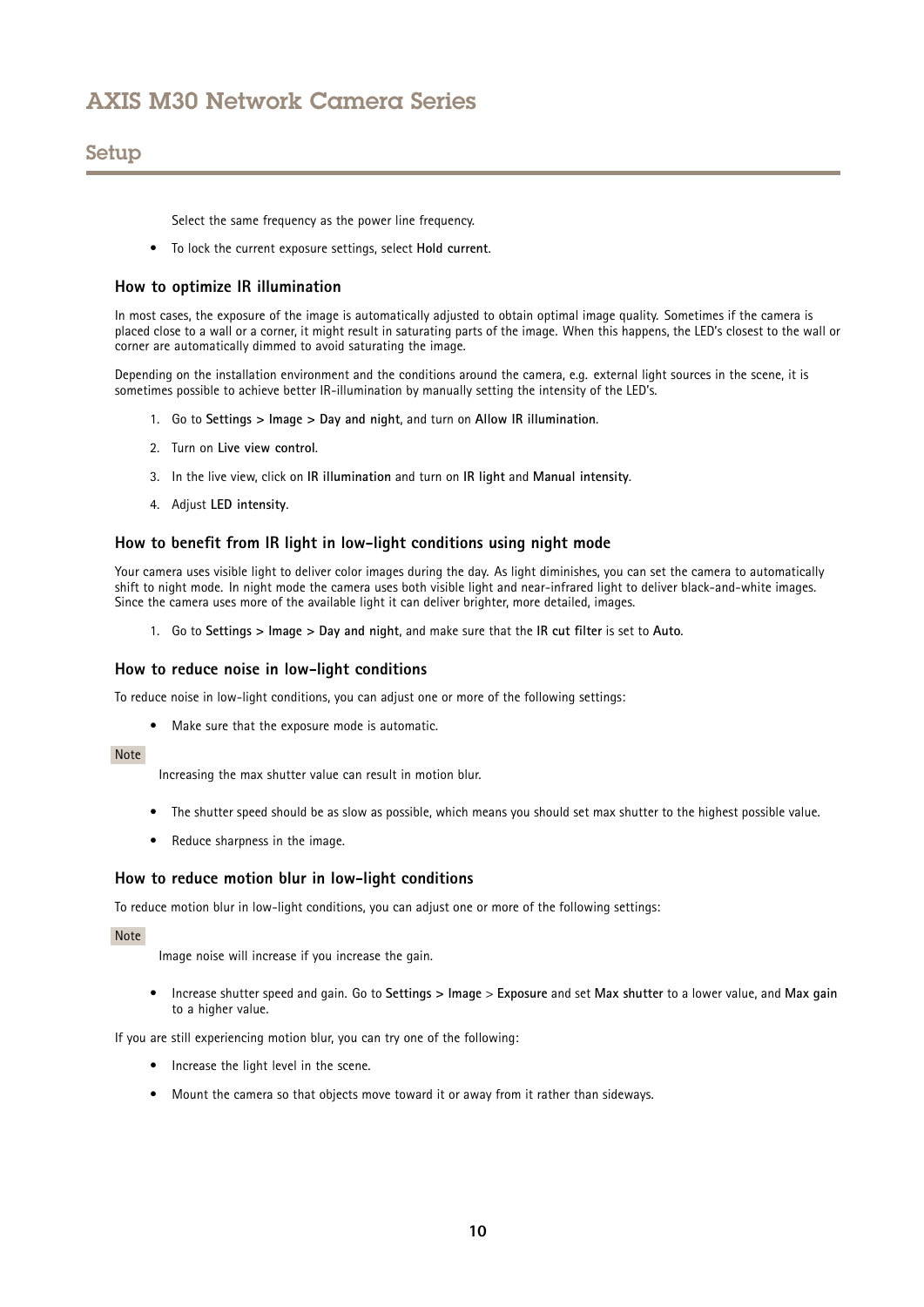Select the same frequency as the power line frequency.

- To lock the current exposure settings, select **Hold current**.

### How to optimize IR illumination

In most cases, the exposure of the image is automatically adjusted to obtain optimal image quality. Sometimes if the camera is placed close to a wall or a corner, it might result in saturating parts of the image. When this happens, the LED's closest to the wall or corner are automatically dimmed to avoid saturating the image.

Depending on the installation environment and the conditions around the camera, e.g. external light sources in the scene, it is sometimes possible to achieve better IR-illumination by manually setting the intensity of the LED's.

1. Go to **Settings > Image > Day and night**, and turn on **Allow IR illumination**.
2. Turn on **Live view control**.
3. In the live view, click on **IR illumination** and turn on **IR light** and **Manual intensity**.
4. Adjust **LED intensity**.

### How to benefit from IR light in low-light conditions using night mode

Your camera uses visible light to deliver color images during the day. As light diminishes, you can set the camera to automatically shift to night mode. In night mode the camera uses both visible light and near-infrared light to deliver black-and-white images. Since the camera uses more of the available light it can deliver brighter, more detailed, images.

1. Go to **Settings > Image > Day and night**, and make sure that the **IR cut filter** is set to **Auto**.

### How to reduce noise in low-light conditions

To reduce noise in low-light conditions, you can adjust one or more of the following settings:

- Make sure that the exposure mode is automatic.

Note

Increasing the max shutter value can result in motion blur.

- The shutter speed should be as slow as possible, which means you should set max shutter to the highest possible value.
- Reduce sharpness in the image.

### How to reduce motion blur in low-light conditions

To reduce motion blur in low-light conditions, you can adjust one or more of the following settings:

Note

Image noise will increase if you increase the gain.

- Increase shutter speed and gain. Go to **Settings > Image** > **Exposure** and set **Max shutter** to a lower value, and **Max gain** to a higher value.

If you are still experiencing motion blur, you can try one of the following:

- Increase the light level in the scene.
- Mount the camera so that objects move toward it or away from it rather than sideways.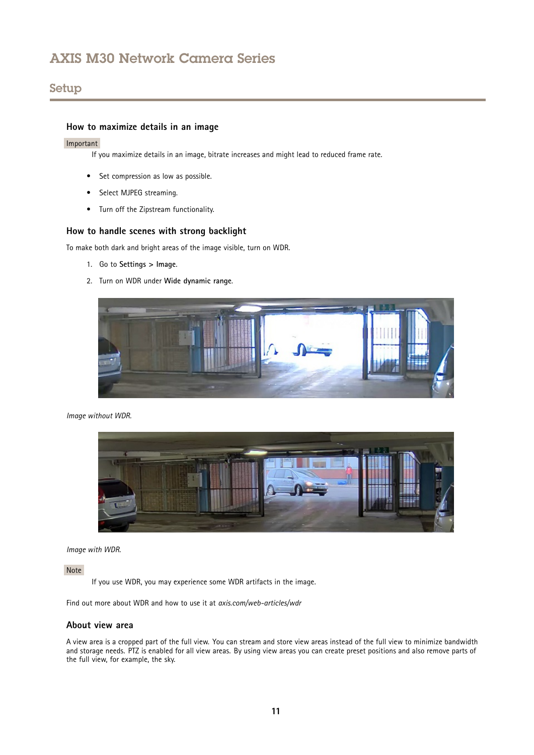## How to maximize details in an image

Important

If you maximize details in an image, bitrate increases and might lead to reduced frame rate.

- Set compression as low as possible.
- Select MJPEG streaming.
- Turn off the Zipstream functionality.

## How to handle scenes with strong backlight

To make both dark and bright areas of the image visible, turn on WDR.

1. Go to **Settings > Image**.
2. Turn on WDR under **Wide dynamic range**.

*Image without WDR.*

*Image with WDR.*

Note

If you use WDR, you may experience some WDR artifacts in the image.

Find out more about WDR and how to use it at *axis.com/web-articles/wdr*

## About view area

A view area is a cropped part of the full view. You can stream and store view areas instead of the full view to minimize bandwidth and storage needs. PTZ is enabled for all view areas. By using view areas you can create preset positions and also remove parts of the full view, for example, the sky.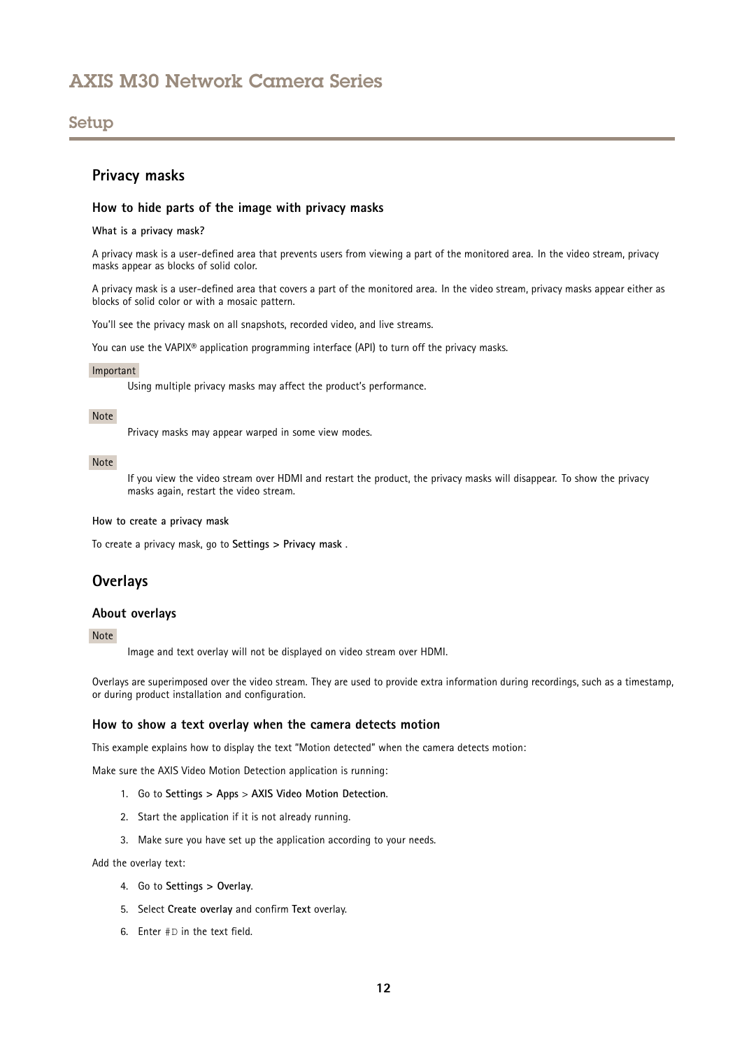## Setup

### Privacy masks

#### How to hide parts of the image with privacy masks

**What is a privacy mask?**

A privacy mask is a user-defined area that prevents users from viewing a part of the monitored area. In the video stream, privacy masks appear as blocks of solid color.

A privacy mask is a user-defined area that covers a part of the monitored area. In the video stream, privacy masks appear either as blocks of solid color or with a mosaic pattern.

You'll see the privacy mask on all snapshots, recorded video, and live streams.

You can use the VAPIX® application programming interface (API) to turn off the privacy masks.

Important

Using multiple privacy masks may affect the product's performance.

Note

Privacy masks may appear warped in some view modes.

Note

If you view the video stream over HDMI and restart the product, the privacy masks will disappear. To show the privacy masks again, restart the video stream.

**How to create a privacy mask**

To create a privacy mask, go to **Settings > Privacy mask** .

### Overlays

#### About overlays

Note

Image and text overlay will not be displayed on video stream over HDMI.

Overlays are superimposed over the video stream. They are used to provide extra information during recordings, such as a timestamp, or during product installation and configuration.

#### How to show a text overlay when the camera detects motion

This example explains how to display the text "Motion detected" when the camera detects motion:

Make sure the AXIS Video Motion Detection application is running:

1. Go to **Settings > Apps** > **AXIS Video Motion Detection**.
2. Start the application if it is not already running.
3. Make sure you have set up the application according to your needs.

Add the overlay text:

4. Go to **Settings > Overlay**.
5. Select **Create overlay** and confirm **Text** overlay.
6. Enter `#D` in the text field.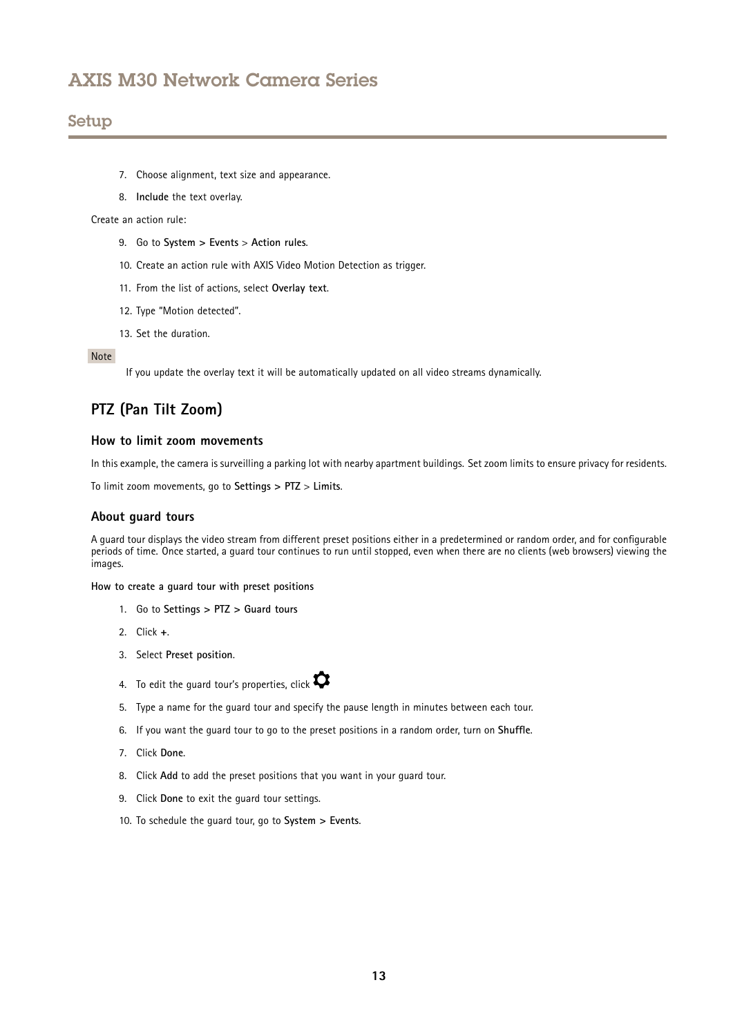7. Choose alignment, text size and appearance.
8. **Include** the text overlay.

Create an action rule:

9. Go to **System > Events** > **Action rules**.
10. Create an action rule with AXIS Video Motion Detection as trigger.
11. From the list of actions, select **Overlay text**.
12. Type "Motion detected".
13. Set the duration.

Note

If you update the overlay text it will be automatically updated on all video streams dynamically.

## PTZ (Pan Tilt Zoom)

### How to limit zoom movements

In this example, the camera is surveilling a parking lot with nearby apartment buildings. Set zoom limits to ensure privacy for residents.

To limit zoom movements, go to **Settings > PTZ** > **Limits**.

### About guard tours

A guard tour displays the video stream from different preset positions either in a predetermined or random order, and for configurable periods of time. Once started, a guard tour continues to run until stopped, even when there are no clients (web browsers) viewing the images.

**How to create a guard tour with preset positions**

1. Go to **Settings > PTZ > Guard tours**
2. Click **+**.
3. Select **Preset position**.
4. To edit the guard tour's properties, click ⚙
5. Type a name for the guard tour and specify the pause length in minutes between each tour.
6. If you want the guard tour to go to the preset positions in a random order, turn on **Shuffle**.
7. Click **Done**.
8. Click **Add** to add the preset positions that you want in your guard tour.
9. Click **Done** to exit the guard tour settings.
10. To schedule the guard tour, go to **System > Events**.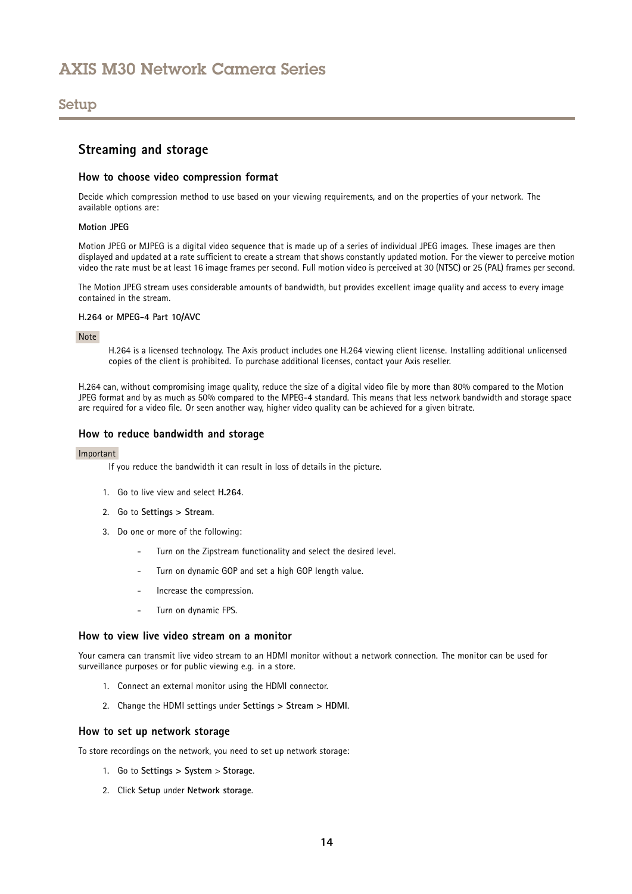## Streaming and storage

### How to choose video compression format

Decide which compression method to use based on your viewing requirements, and on the properties of your network. The available options are:

**Motion JPEG**

Motion JPEG or MJPEG is a digital video sequence that is made up of a series of individual JPEG images. These images are then displayed and updated at a rate sufficient to create a stream that shows constantly updated motion. For the viewer to perceive motion video the rate must be at least 16 image frames per second. Full motion video is perceived at 30 (NTSC) or 25 (PAL) frames per second.

The Motion JPEG stream uses considerable amounts of bandwidth, but provides excellent image quality and access to every image contained in the stream.

**H.264 or MPEG-4 Part 10/AVC**

Note

H.264 is a licensed technology. The Axis product includes one H.264 viewing client license. Installing additional unlicensed copies of the client is prohibited. To purchase additional licenses, contact your Axis reseller.

H.264 can, without compromising image quality, reduce the size of a digital video file by more than 80% compared to the Motion JPEG format and by as much as 50% compared to the MPEG-4 standard. This means that less network bandwidth and storage space are required for a video file. Or seen another way, higher video quality can be achieved for a given bitrate.

### How to reduce bandwidth and storage

Important

If you reduce the bandwidth it can result in loss of details in the picture.

1. Go to live view and select **H.264**.
2. Go to **Settings > Stream**.
3. Do one or more of the following:
   - Turn on the Zipstream functionality and select the desired level.
   - Turn on dynamic GOP and set a high GOP length value.
   - Increase the compression.
   - Turn on dynamic FPS.

### How to view live video stream on a monitor

Your camera can transmit live video stream to an HDMI monitor without a network connection. The monitor can be used for surveillance purposes or for public viewing e.g. in a store.

1. Connect an external monitor using the HDMI connector.
2. Change the HDMI settings under **Settings > Stream > HDMI**.

### How to set up network storage

To store recordings on the network, you need to set up network storage:

1. Go to **Settings > System** > **Storage**.
2. Click **Setup** under **Network storage**.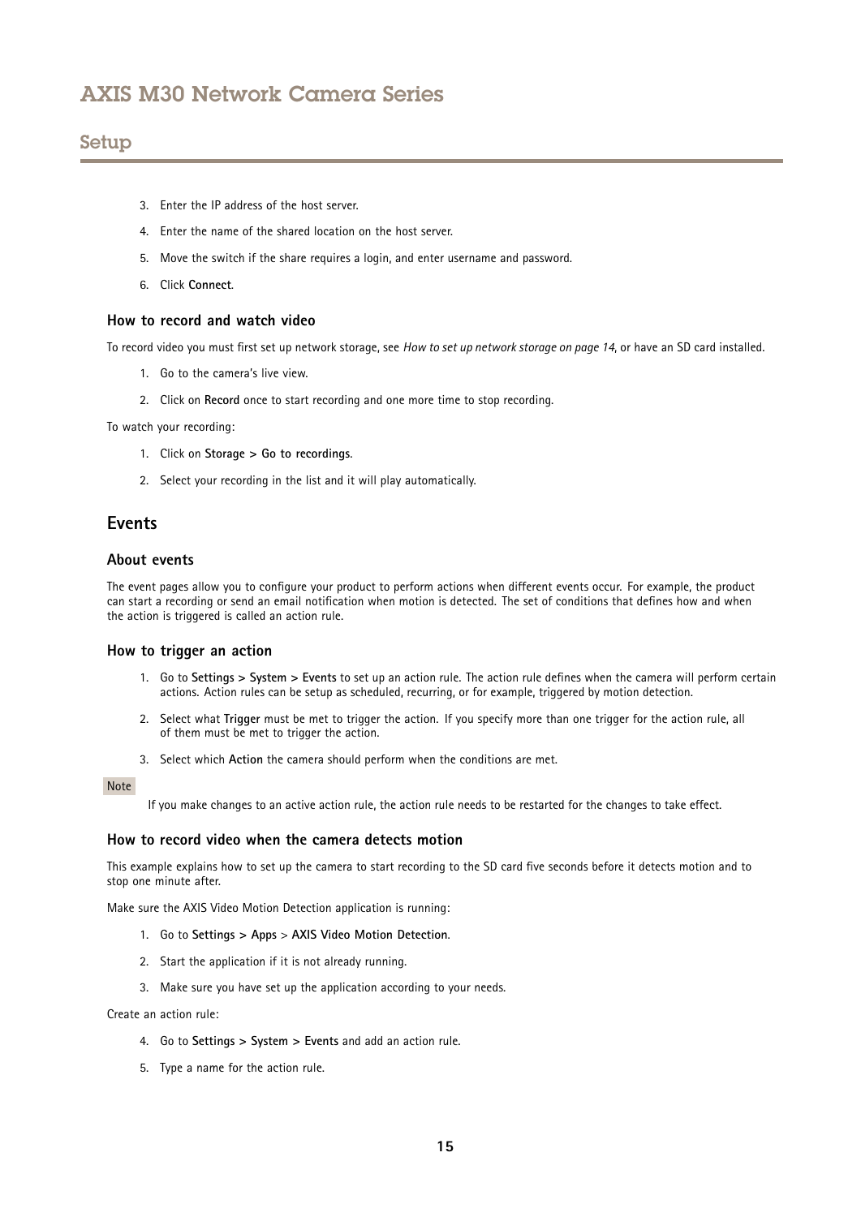3. Enter the IP address of the host server.
4. Enter the name of the shared location on the host server.
5. Move the switch if the share requires a login, and enter username and password.
6. Click **Connect**.

### How to record and watch video

To record video you must first set up network storage, see *How to set up network storage on page 14*, or have an SD card installed.

1. Go to the camera's live view.
2. Click on **Record** once to start recording and one more time to stop recording.

To watch your recording:

1. Click on **Storage > Go to recordings**.
2. Select your recording in the list and it will play automatically.

## Events

### About events

The event pages allow you to configure your product to perform actions when different events occur. For example, the product can start a recording or send an email notification when motion is detected. The set of conditions that defines how and when the action is triggered is called an action rule.

### How to trigger an action

1. Go to **Settings > System > Events** to set up an action rule. The action rule defines when the camera will perform certain actions. Action rules can be setup as scheduled, recurring, or for example, triggered by motion detection.
2. Select what **Trigger** must be met to trigger the action. If you specify more than one trigger for the action rule, all of them must be met to trigger the action.
3. Select which **Action** the camera should perform when the conditions are met.

Note

If you make changes to an active action rule, the action rule needs to be restarted for the changes to take effect.

### How to record video when the camera detects motion

This example explains how to set up the camera to start recording to the SD card five seconds before it detects motion and to stop one minute after.

Make sure the AXIS Video Motion Detection application is running:

1. Go to **Settings > Apps** > **AXIS Video Motion Detection**.
2. Start the application if it is not already running.
3. Make sure you have set up the application according to your needs.

Create an action rule:

4. Go to **Settings > System > Events** and add an action rule.
5. Type a name for the action rule.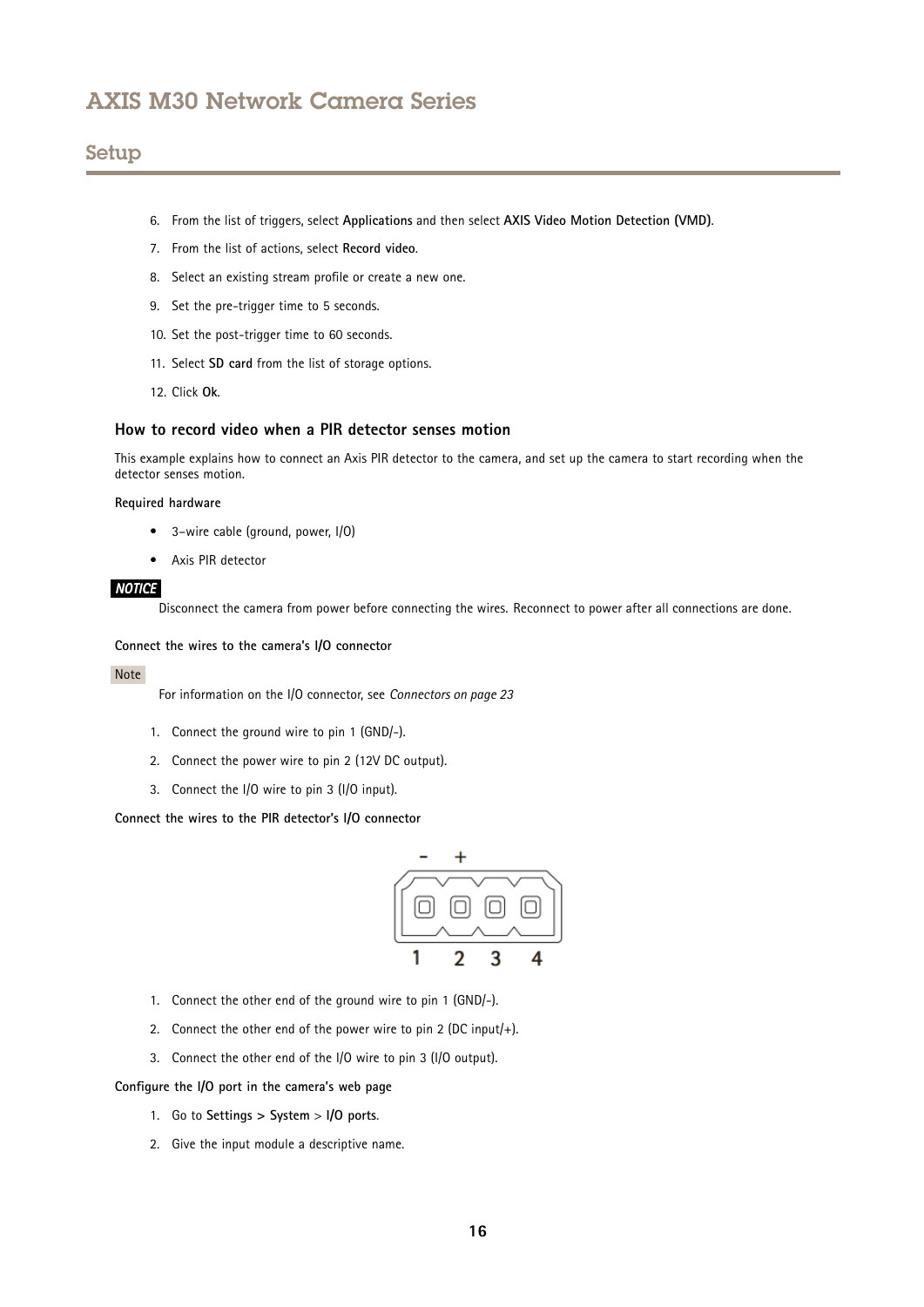6. From the list of triggers, select **Applications** and then select **AXIS Video Motion Detection (VMD)**.
7. From the list of actions, select **Record video**.
8. Select an existing stream profile or create a new one.
9. Set the pre-trigger time to 5 seconds.
10. Set the post-trigger time to 60 seconds.
11. Select **SD card** from the list of storage options.
12. Click **Ok**.

### How to record video when a PIR detector senses motion

This example explains how to connect an Axis PIR detector to the camera, and set up the camera to start recording when the detector senses motion.

**Required hardware**

- 3–wire cable (ground, power, I/O)
- Axis PIR detector

***NOTICE***

Disconnect the camera from power before connecting the wires. Reconnect to power after all connections are done.

**Connect the wires to the camera's I/O connector**

Note

For information on the I/O connector, see *Connectors on page 23*

1. Connect the ground wire to pin 1 (GND/-).
2. Connect the power wire to pin 2 (12V DC output).
3. Connect the I/O wire to pin 3 (I/O input).

**Connect the wires to the PIR detector's I/O connector**

1. Connect the other end of the ground wire to pin 1 (GND/-).
2. Connect the other end of the power wire to pin 2 (DC input/+).
3. Connect the other end of the I/O wire to pin 3 (I/O output).

**Configure the I/O port in the camera's web page**

1. Go to **Settings > System** > **I/O ports**.
2. Give the input module a descriptive name.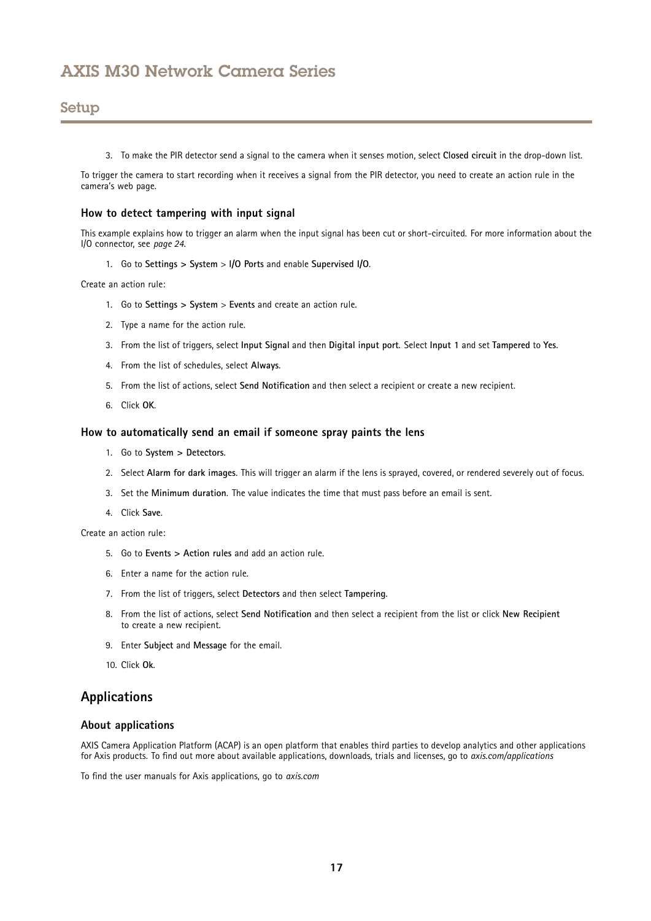3. To make the PIR detector send a signal to the camera when it senses motion, select **Closed circuit** in the drop-down list.

To trigger the camera to start recording when it receives a signal from the PIR detector, you need to create an action rule in the camera's web page.

### How to detect tampering with input signal

This example explains how to trigger an alarm when the input signal has been cut or short-circuited. For more information about the I/O connector, see *page 24*.

1. Go to **Settings > System** > **I/O Ports** and enable **Supervised I/O**.

Create an action rule:

1. Go to **Settings > System** > **Events** and create an action rule.
2. Type a name for the action rule.
3. From the list of triggers, select **Input Signal** and then **Digital input port**. Select **Input 1** and set **Tampered** to **Yes**.
4. From the list of schedules, select **Always**.
5. From the list of actions, select **Send Notification** and then select a recipient or create a new recipient.
6. Click **OK**.

### How to automatically send an email if someone spray paints the lens

1. Go to **System > Detectors**.
2. Select **Alarm for dark images**. This will trigger an alarm if the lens is sprayed, covered, or rendered severely out of focus.
3. Set the **Minimum duration**. The value indicates the time that must pass before an email is sent.
4. Click **Save**.

Create an action rule:

5. Go to **Events > Action rules** and add an action rule.
6. Enter a name for the action rule.
7. From the list of triggers, select **Detectors** and then select **Tampering**.
8. From the list of actions, select **Send Notification** and then select a recipient from the list or click **New Recipient** to create a new recipient.
9. Enter **Subject** and **Message** for the email.
10. Click **Ok**.

## Applications

### About applications

AXIS Camera Application Platform (ACAP) is an open platform that enables third parties to develop analytics and other applications for Axis products. To find out more about available applications, downloads, trials and licenses, go to *axis.com/applications*

To find the user manuals for Axis applications, go to *axis.com*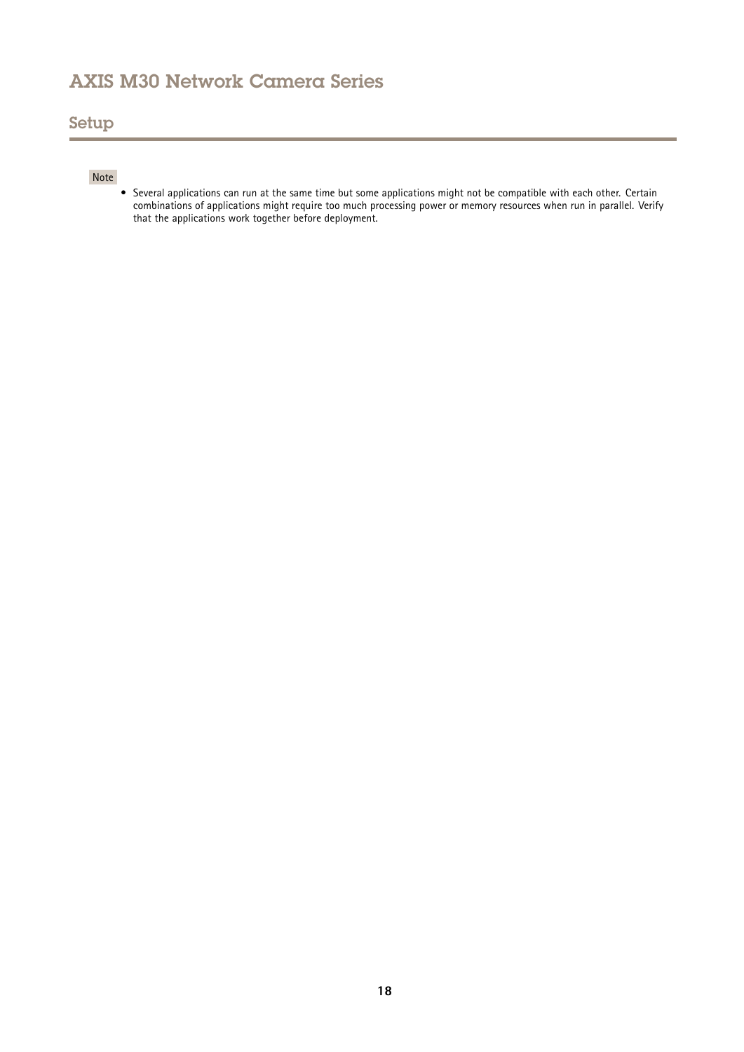Note

- Several applications can run at the same time but some applications might not be compatible with each other. Certain combinations of applications might require too much processing power or memory resources when run in parallel. Verify that the applications work together before deployment.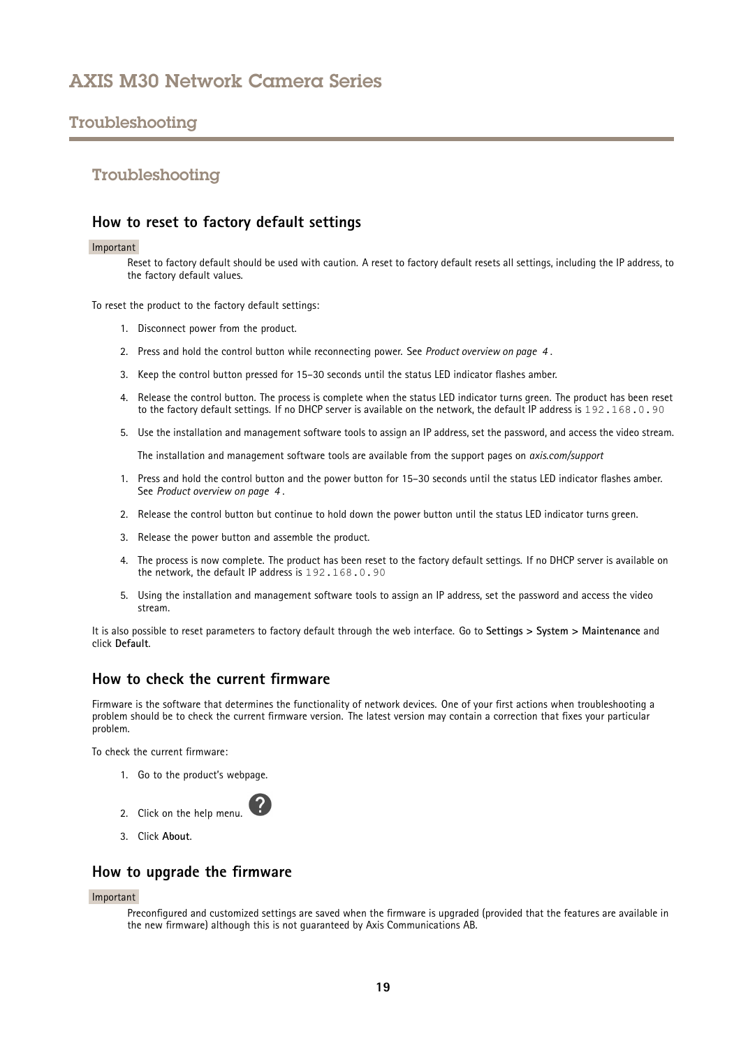## Troubleshooting

### How to reset to factory default settings

Important

Reset to factory default should be used with caution. A reset to factory default resets all settings, including the IP address, to the factory default values.

To reset the product to the factory default settings:

1. Disconnect power from the product.
2. Press and hold the control button while reconnecting power. See *Product overview on page 4*.
3. Keep the control button pressed for 15–30 seconds until the status LED indicator flashes amber.
4. Release the control button. The process is complete when the status LED indicator turns green. The product has been reset to the factory default settings. If no DHCP server is available on the network, the default IP address is `192.168.0.90`
5. Use the installation and management software tools to assign an IP address, set the password, and access the video stream.

   The installation and management software tools are available from the support pages on *axis.com/support*

1. Press and hold the control button and the power button for 15–30 seconds until the status LED indicator flashes amber. See *Product overview on page 4*.
2. Release the control button but continue to hold down the power button until the status LED indicator turns green.
3. Release the power button and assemble the product.
4. The process is now complete. The product has been reset to the factory default settings. If no DHCP server is available on the network, the default IP address is `192.168.0.90`
5. Using the installation and management software tools to assign an IP address, set the password and access the video stream.

It is also possible to reset parameters to factory default through the web interface. Go to **Settings > System > Maintenance** and click **Default**.

### How to check the current firmware

Firmware is the software that determines the functionality of network devices. One of your first actions when troubleshooting a problem should be to check the current firmware version. The latest version may contain a correction that fixes your particular problem.

To check the current firmware:

1. Go to the product's webpage.
2. Click on the help menu.
3. Click **About**.

### How to upgrade the firmware

Important

Preconfigured and customized settings are saved when the firmware is upgraded (provided that the features are available in the new firmware) although this is not guaranteed by Axis Communications AB.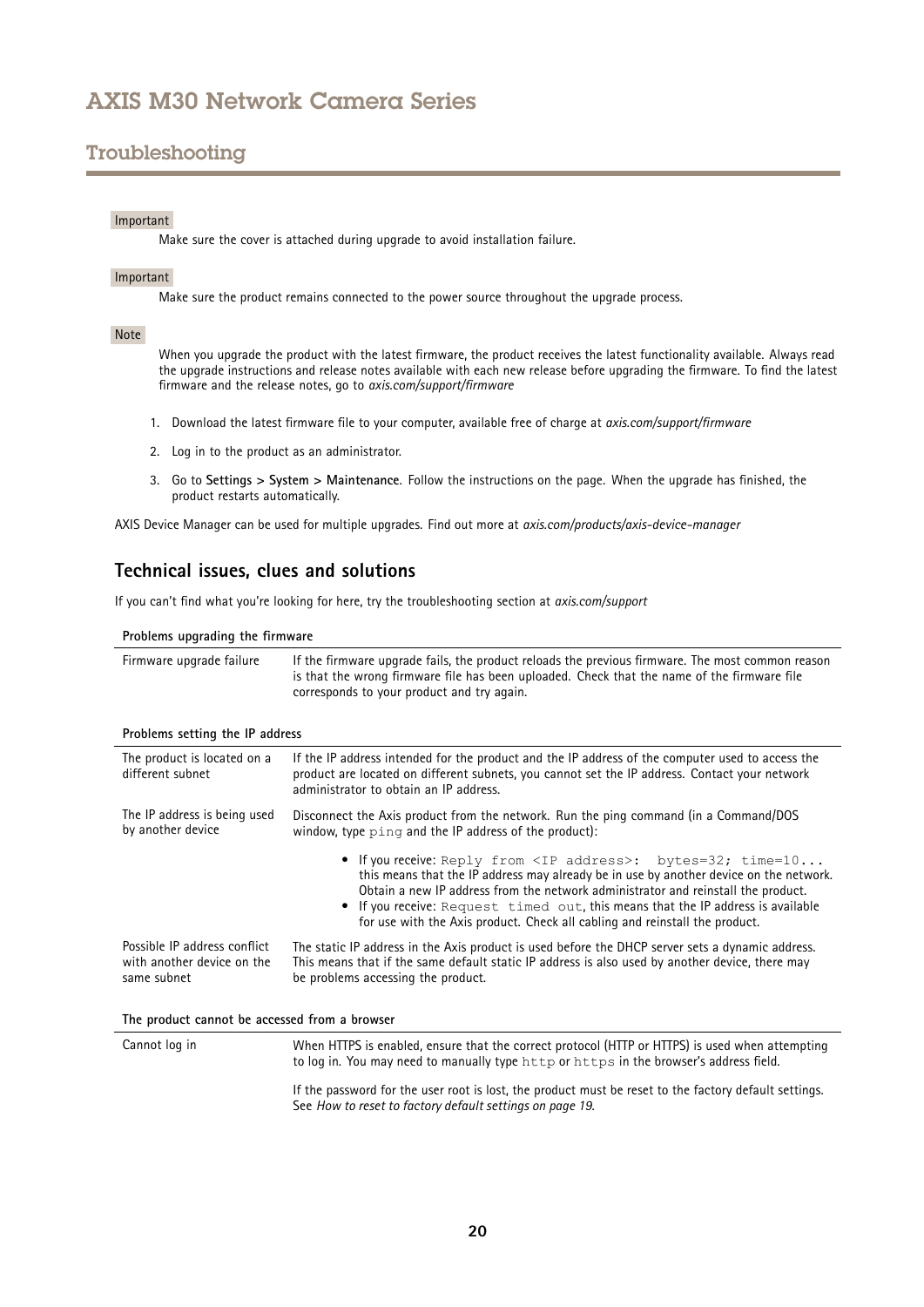Important

Make sure the cover is attached during upgrade to avoid installation failure.

Important

Make sure the product remains connected to the power source throughout the upgrade process.

Note

When you upgrade the product with the latest firmware, the product receives the latest functionality available. Always read the upgrade instructions and release notes available with each new release before upgrading the firmware. To find the latest firmware and the release notes, go to *axis.com/support/firmware*

1. Download the latest firmware file to your computer, available free of charge at *axis.com/support/firmware*
2. Log in to the product as an administrator.
3. Go to **Settings > System > Maintenance**. Follow the instructions on the page. When the upgrade has finished, the product restarts automatically.

AXIS Device Manager can be used for multiple upgrades. Find out more at *axis.com/products/axis-device-manager*

## Technical issues, clues and solutions

If you can't find what you're looking for here, try the troubleshooting section at *axis.com/support*

| Problems upgrading the firmware | |
|---|---|
| Firmware upgrade failure | If the firmware upgrade fails, the product reloads the previous firmware. The most common reason is that the wrong firmware file has been uploaded. Check that the name of the firmware file corresponds to your product and try again. |

| Problems setting the IP address | |
|---|---|
| The product is located on a different subnet | If the IP address intended for the product and the IP address of the computer used to access the product are located on different subnets, you cannot set the IP address. Contact your network administrator to obtain an IP address. |
| The IP address is being used by another device | Disconnect the Axis product from the network. Run the ping command (in a Command/DOS window, type `ping` and the IP address of the product):<br>• If you receive: `Reply from <IP address>: bytes=32; time=10...` this means that the IP address may already be in use by another device on the network. Obtain a new IP address from the network administrator and reinstall the product.<br>• If you receive: `Request timed out`, this means that the IP address is available for use with the Axis product. Check all cabling and reinstall the product. |
| Possible IP address conflict with another device on the same subnet | The static IP address in the Axis product is used before the DHCP server sets a dynamic address. This means that if the same default static IP address is also used by another device, there may be problems accessing the product. |

| The product cannot be accessed from a browser | |
|---|---|
| Cannot log in | When HTTPS is enabled, ensure that the correct protocol (HTTP or HTTPS) is used when attempting to log in. You may need to manually type `http` or `https` in the browser's address field.<br><br>If the password for the user root is lost, the product must be reset to the factory default settings. See *How to reset to factory default settings on page 19.* |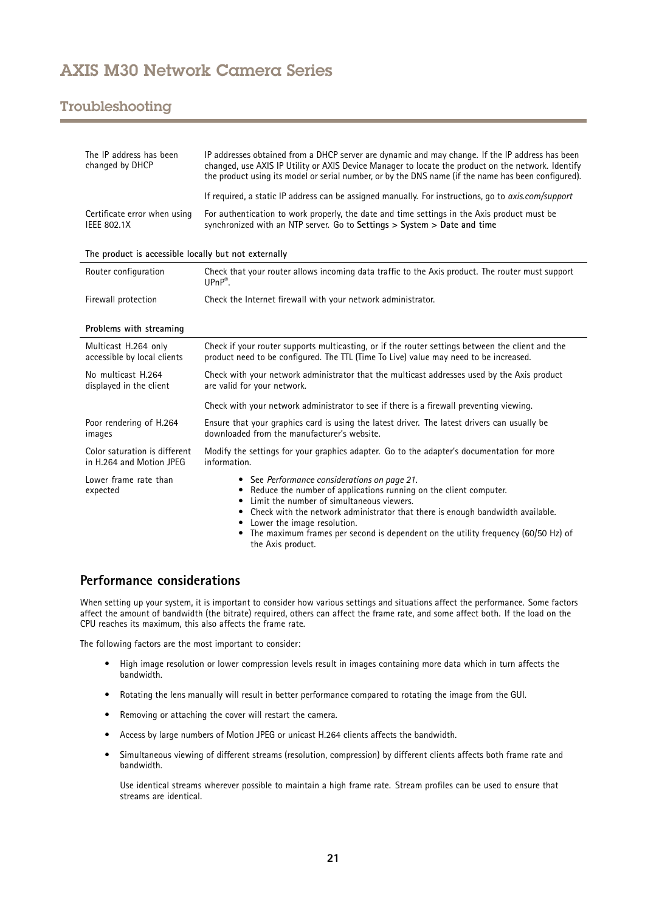# Troubleshooting

| | |
|---|---|
| The IP address has been changed by DHCP | IP addresses obtained from a DHCP server are dynamic and may change. If the IP address has been changed, use AXIS IP Utility or AXIS Device Manager to locate the product on the network. Identify the product using its model or serial number, or by the DNS name (if the name has been configured). |
| | If required, a static IP address can be assigned manually. For instructions, go to *axis.com/support* |
| Certificate error when using IEEE 802.1X | For authentication to work properly, the date and time settings in the Axis product must be synchronized with an NTP server. Go to **Settings > System > Date and time** |

| **The product is accessible locally but not externally** | |
|---|---|
| Router configuration | Check that your router allows incoming data traffic to the Axis product. The router must support UPnP®. |
| Firewall protection | Check the Internet firewall with your network administrator. |

| **Problems with streaming** | |
|---|---|
| Multicast H.264 only accessible by local clients | Check if your router supports multicasting, or if the router settings between the client and the product need to be configured. The TTL (Time To Live) value may need to be increased. |
| No multicast H.264 displayed in the client | Check with your network administrator that the multicast addresses used by the Axis product are valid for your network. |
| | Check with your network administrator to see if there is a firewall preventing viewing. |
| Poor rendering of H.264 images | Ensure that your graphics card is using the latest driver. The latest drivers can usually be downloaded from the manufacturer's website. |
| Color saturation is different in H.264 and Motion JPEG | Modify the settings for your graphics adapter. Go to the adapter's documentation for more information. |
| Lower frame rate than expected | • See *Performance considerations on page 21*.<br>• Reduce the number of applications running on the client computer.<br>• Limit the number of simultaneous viewers.<br>• Check with the network administrator that there is enough bandwidth available.<br>• Lower the image resolution.<br>• The maximum frames per second is dependent on the utility frequency (60/50 Hz) of the Axis product. |

## Performance considerations

When setting up your system, it is important to consider how various settings and situations affect the performance. Some factors affect the amount of bandwidth (the bitrate) required, others can affect the frame rate, and some affect both. If the load on the CPU reaches its maximum, this also affects the frame rate.

The following factors are the most important to consider:

- High image resolution or lower compression levels result in images containing more data which in turn affects the bandwidth.
- Rotating the lens manually will result in better performance compared to rotating the image from the GUI.
- Removing or attaching the cover will restart the camera.
- Access by large numbers of Motion JPEG or unicast H.264 clients affects the bandwidth.
- Simultaneous viewing of different streams (resolution, compression) by different clients affects both frame rate and bandwidth.

  Use identical streams wherever possible to maintain a high frame rate. Stream profiles can be used to ensure that streams are identical.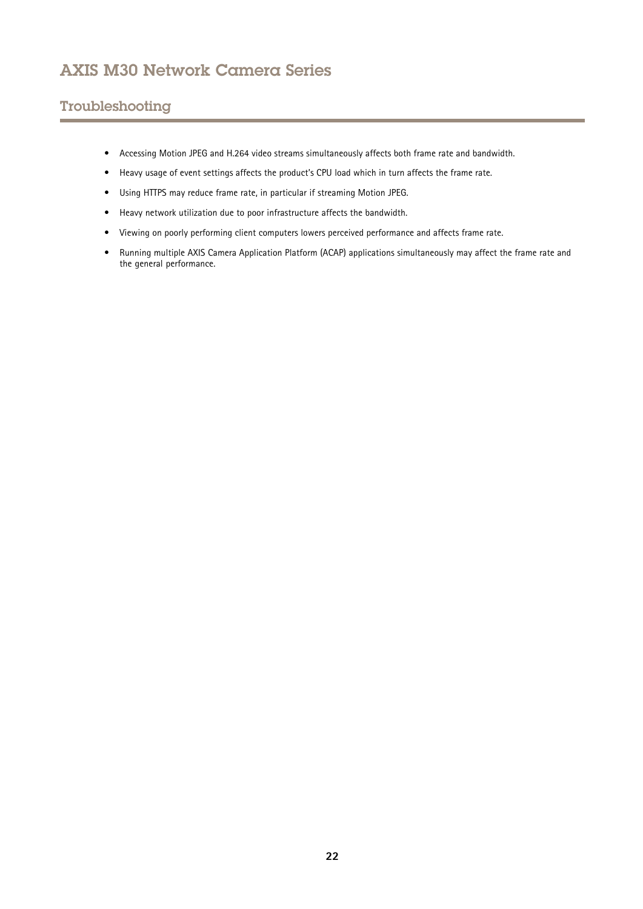- Accessing Motion JPEG and H.264 video streams simultaneously affects both frame rate and bandwidth.
- Heavy usage of event settings affects the product's CPU load which in turn affects the frame rate.
- Using HTTPS may reduce frame rate, in particular if streaming Motion JPEG.
- Heavy network utilization due to poor infrastructure affects the bandwidth.
- Viewing on poorly performing client computers lowers perceived performance and affects frame rate.
- Running multiple AXIS Camera Application Platform (ACAP) applications simultaneously may affect the frame rate and the general performance.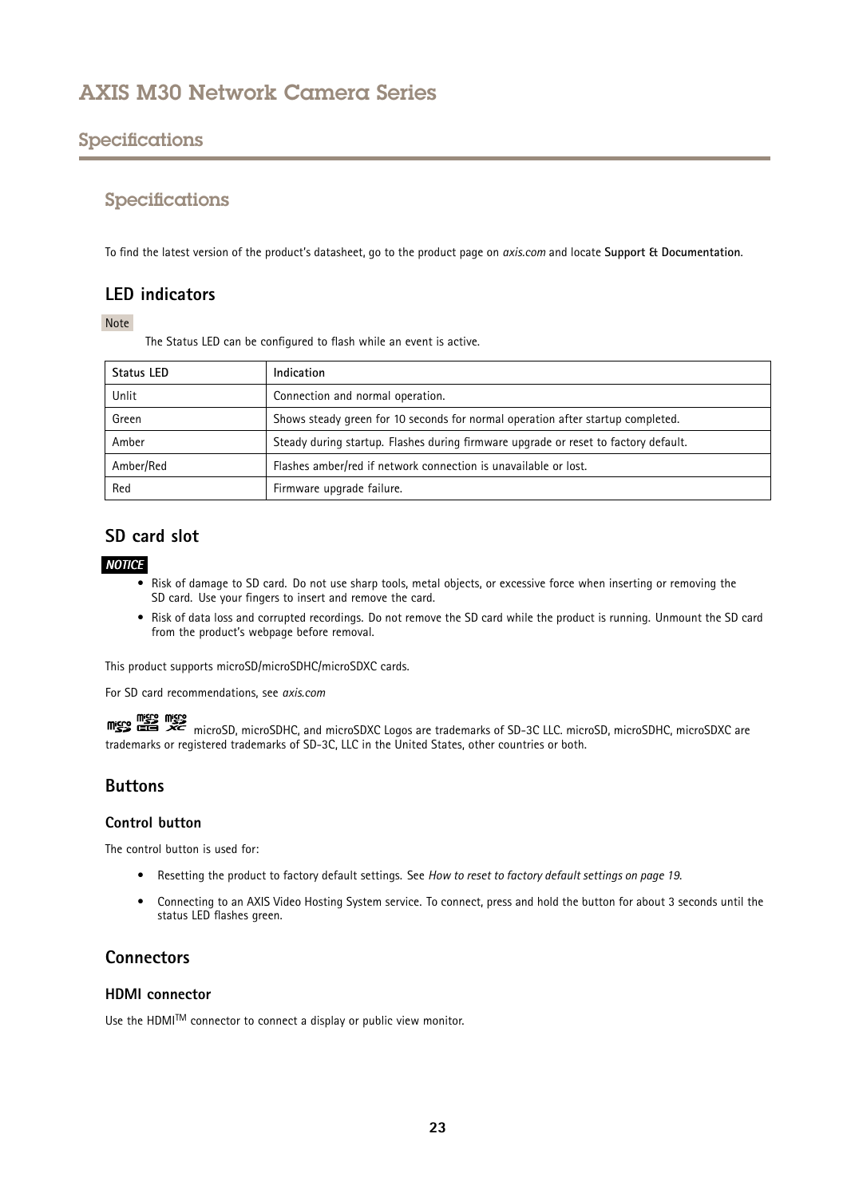# Specifications

## Specifications

To find the latest version of the product's datasheet, go to the product page on *axis.com* and locate **Support & Documentation**.

### LED indicators

Note

The Status LED can be configured to flash while an event is active.

| Status LED | Indication |
|---|---|
| Unlit | Connection and normal operation. |
| Green | Shows steady green for 10 seconds for normal operation after startup completed. |
| Amber | Steady during startup. Flashes during firmware upgrade or reset to factory default. |
| Amber/Red | Flashes amber/red if network connection is unavailable or lost. |
| Red | Firmware upgrade failure. |

### SD card slot

***NOTICE***

- Risk of damage to SD card. Do not use sharp tools, metal objects, or excessive force when inserting or removing the SD card. Use your fingers to insert and remove the card.
- Risk of data loss and corrupted recordings. Do not remove the SD card while the product is running. Unmount the SD card from the product's webpage before removal.

This product supports microSD/microSDHC/microSDXC cards.

For SD card recommendations, see *axis.com*

microSD, microSDHC, and microSDXC Logos are trademarks of SD-3C LLC. microSD, microSDHC, microSDXC are trademarks or registered trademarks of SD-3C, LLC in the United States, other countries or both.

### Buttons

#### Control button

The control button is used for:

- Resetting the product to factory default settings. See *How to reset to factory default settings on page 19*.
- Connecting to an AXIS Video Hosting System service. To connect, press and hold the button for about 3 seconds until the status LED flashes green.

### Connectors

#### HDMI connector

Use the HDMI™ connector to connect a display or public view monitor.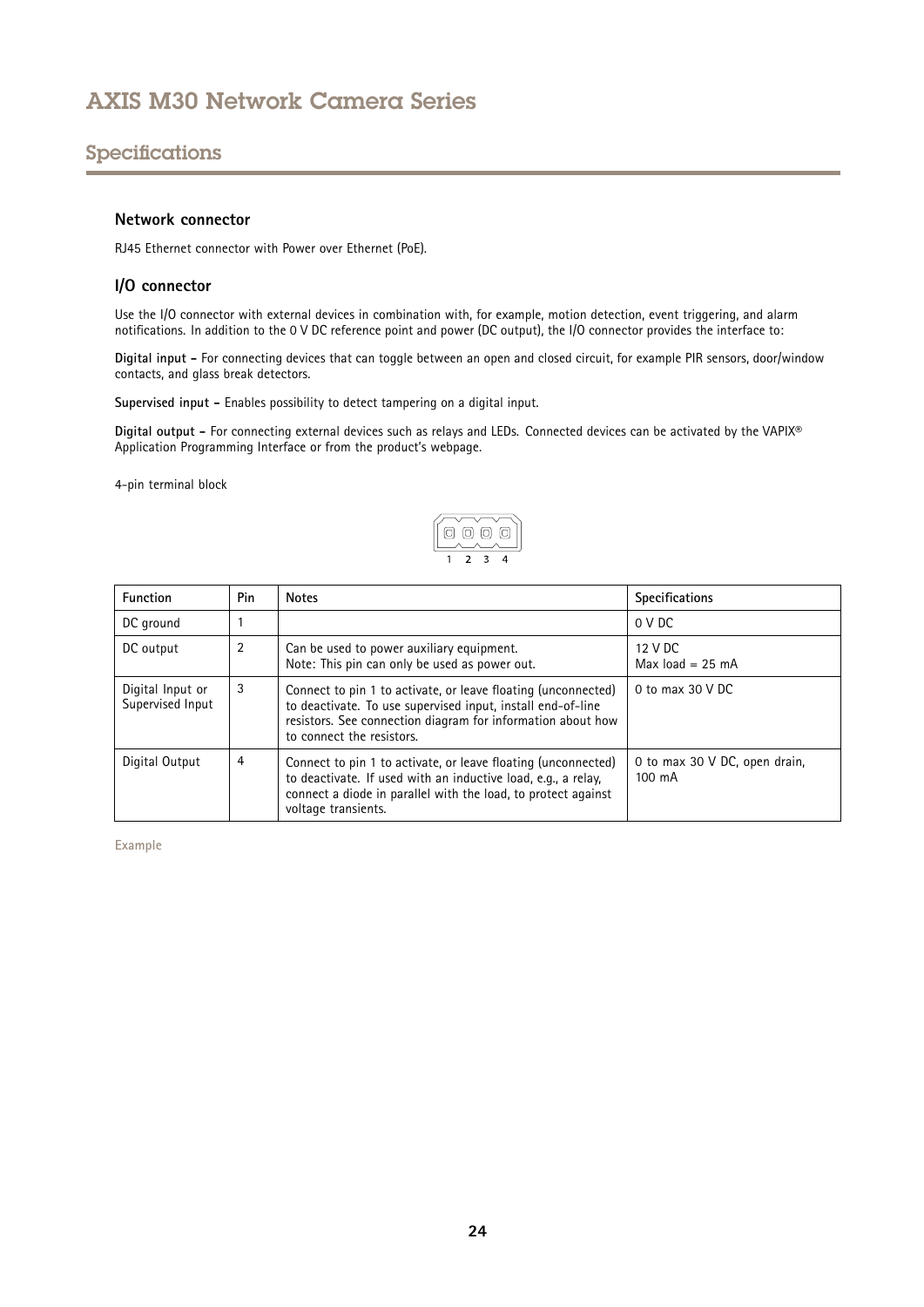## Specifications

### Network connector

RJ45 Ethernet connector with Power over Ethernet (PoE).

### I/O connector

Use the I/O connector with external devices in combination with, for example, motion detection, event triggering, and alarm notifications. In addition to the 0 V DC reference point and power (DC output), the I/O connector provides the interface to:

**Digital input –** For connecting devices that can toggle between an open and closed circuit, for example PIR sensors, door/window contacts, and glass break detectors.

**Supervised input –** Enables possibility to detect tampering on a digital input.

**Digital output –** For connecting external devices such as relays and LEDs. Connected devices can be activated by the VAPIX® Application Programming Interface or from the product's webpage.

4-pin terminal block

1 2 3 4

| Function | Pin | Notes | Specifications |
|---|---|---|---|
| DC ground | 1 | | 0 V DC |
| DC output | 2 | Can be used to power auxiliary equipment.<br>Note: This pin can only be used as power out. | 12 V DC<br>Max load = 25 mA |
| Digital Input or Supervised Input | 3 | Connect to pin 1 to activate, or leave floating (unconnected) to deactivate. To use supervised input, install end-of-line resistors. See connection diagram for information about how to connect the resistors. | 0 to max 30 V DC |
| Digital Output | 4 | Connect to pin 1 to activate, or leave floating (unconnected) to deactivate. If used with an inductive load, e.g., a relay, connect a diode in parallel with the load, to protect against voltage transients. | 0 to max 30 V DC, open drain, 100 mA |

Example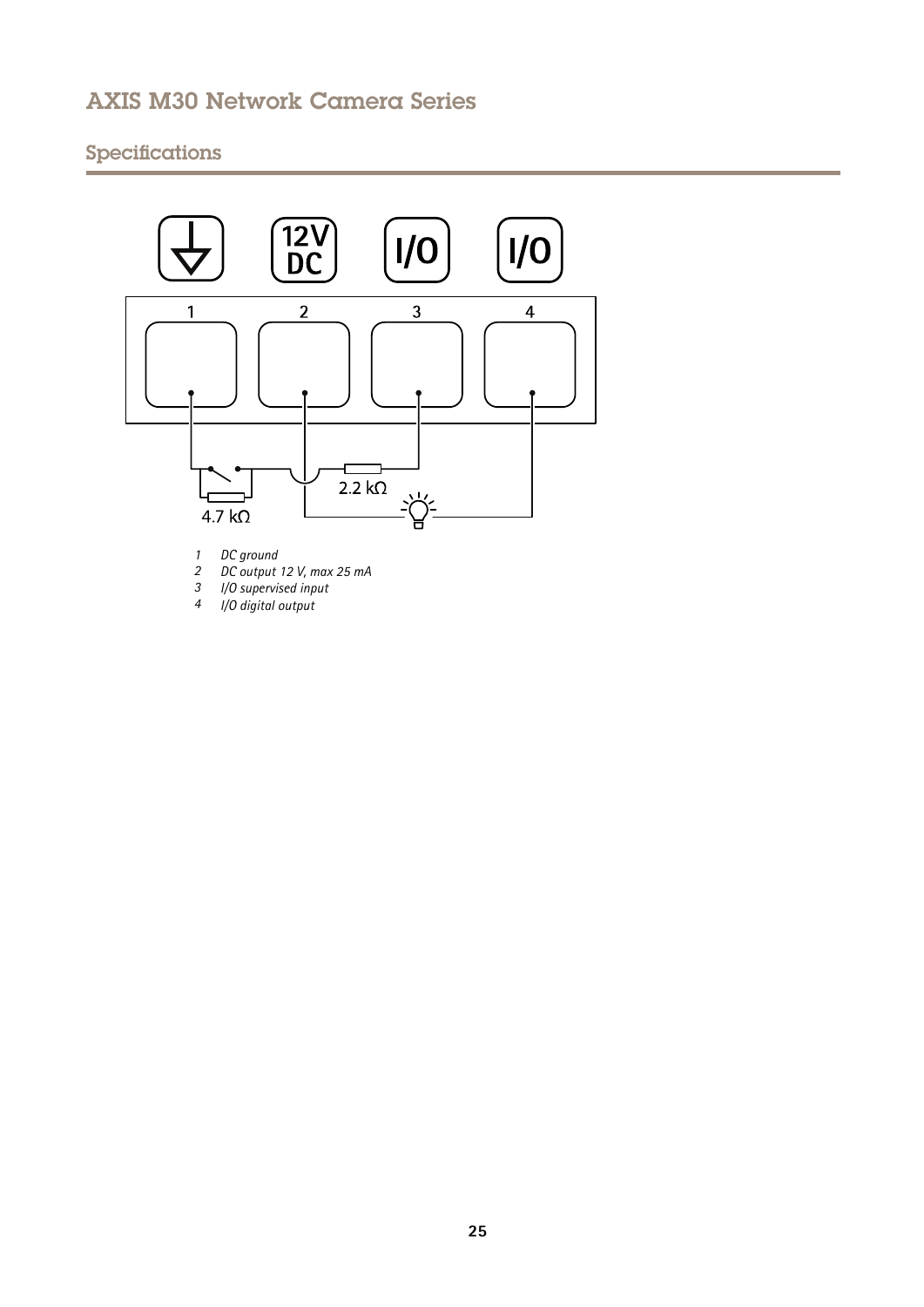## Specifications

1. *DC ground*
2. *DC output 12 V, max 25 mA*
3. *I/O supervised input*
4. *I/O digital output*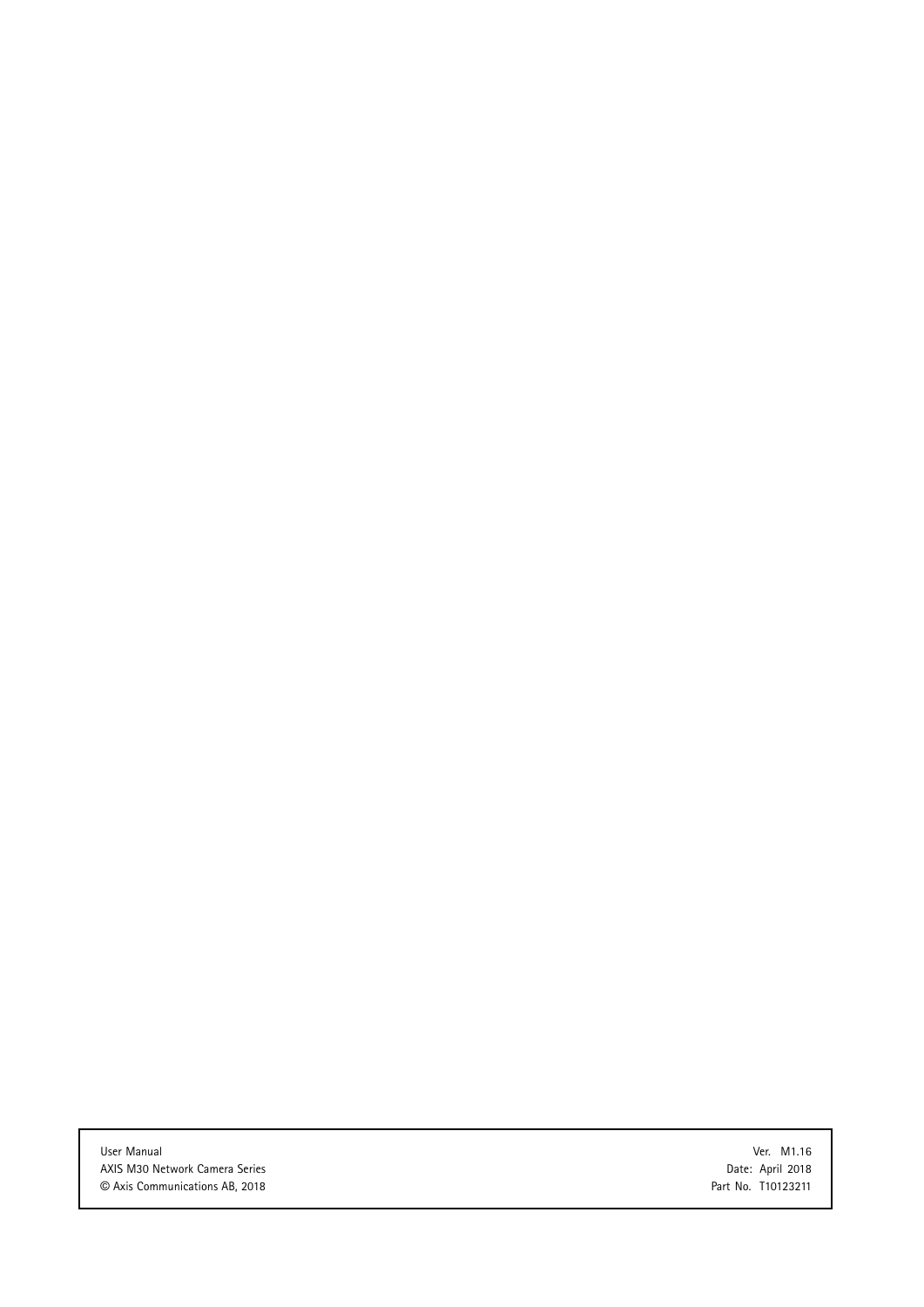| | |
|---|---|
| User Manual | Ver. M1.16 |
| AXIS M30 Network Camera Series | Date: April 2018 |
| © Axis Communications AB, 2018 | Part No. T10123211 |